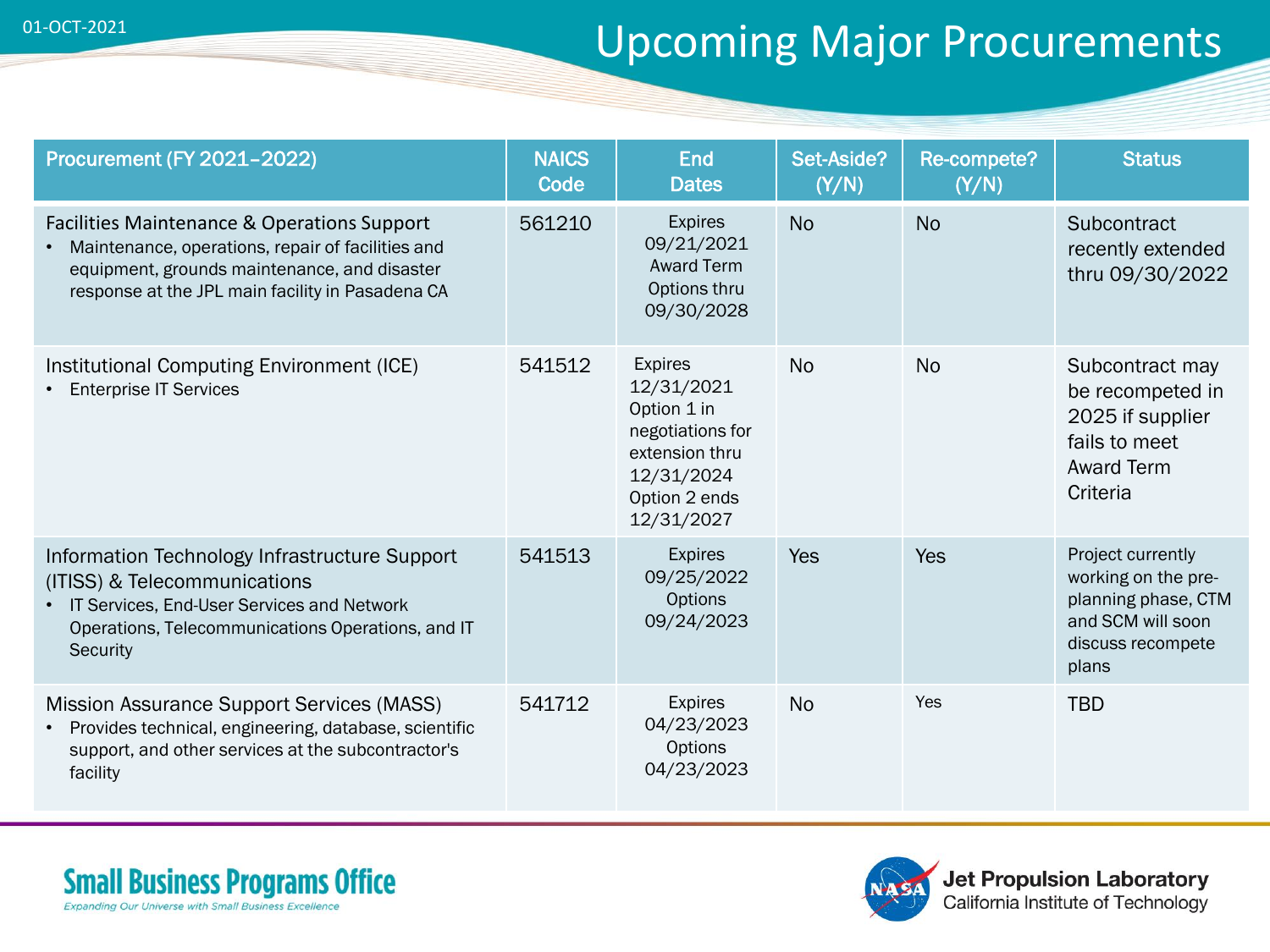01-OCT-2021

# Upcoming Major Procurements

| Procurement (FY 2021–2022) | NAICS Code | End Dates | Set-Aside? (Y/N) | Re-compete? (Y/N) | Status |
|---|---|---|---|---|---|
| Facilities Maintenance & Operations Support<br>• Maintenance, operations, repair of facilities and equipment, grounds maintenance, and disaster response at the JPL main facility in Pasadena CA | 561210 | Expires 09/21/2021 Award Term Options thru 09/30/2028 | No | No | Subcontract recently extended thru 09/30/2022 |
| Institutional Computing Environment (ICE)<br>• Enterprise IT Services | 541512 | Expires 12/31/2021 Option 1 in negotiations for extension thru 12/31/2024 Option 2 ends 12/31/2027 | No | No | Subcontract may be recompeted in 2025 if supplier fails to meet Award Term Criteria |
| Information Technology Infrastructure Support (ITISS) & Telecommunications<br>• IT Services, End-User Services and Network Operations, Telecommunications Operations, and IT Security | 541513 | Expires 09/25/2022 Options 09/24/2023 | Yes | Yes | Project currently working on the pre-planning phase, CTM and SCM will soon discuss recompete plans |
| Mission Assurance Support Services (MASS)<br>• Provides technical, engineering, database, scientific support, and other services at the subcontractor's facility | 541712 | Expires 04/23/2023 Options 04/23/2023 | No | Yes | TBD |

**Small Business Programs Office**
*Expanding Our Universe with Small Business Excellence*

**Jet Propulsion Laboratory**
California Institute of Technology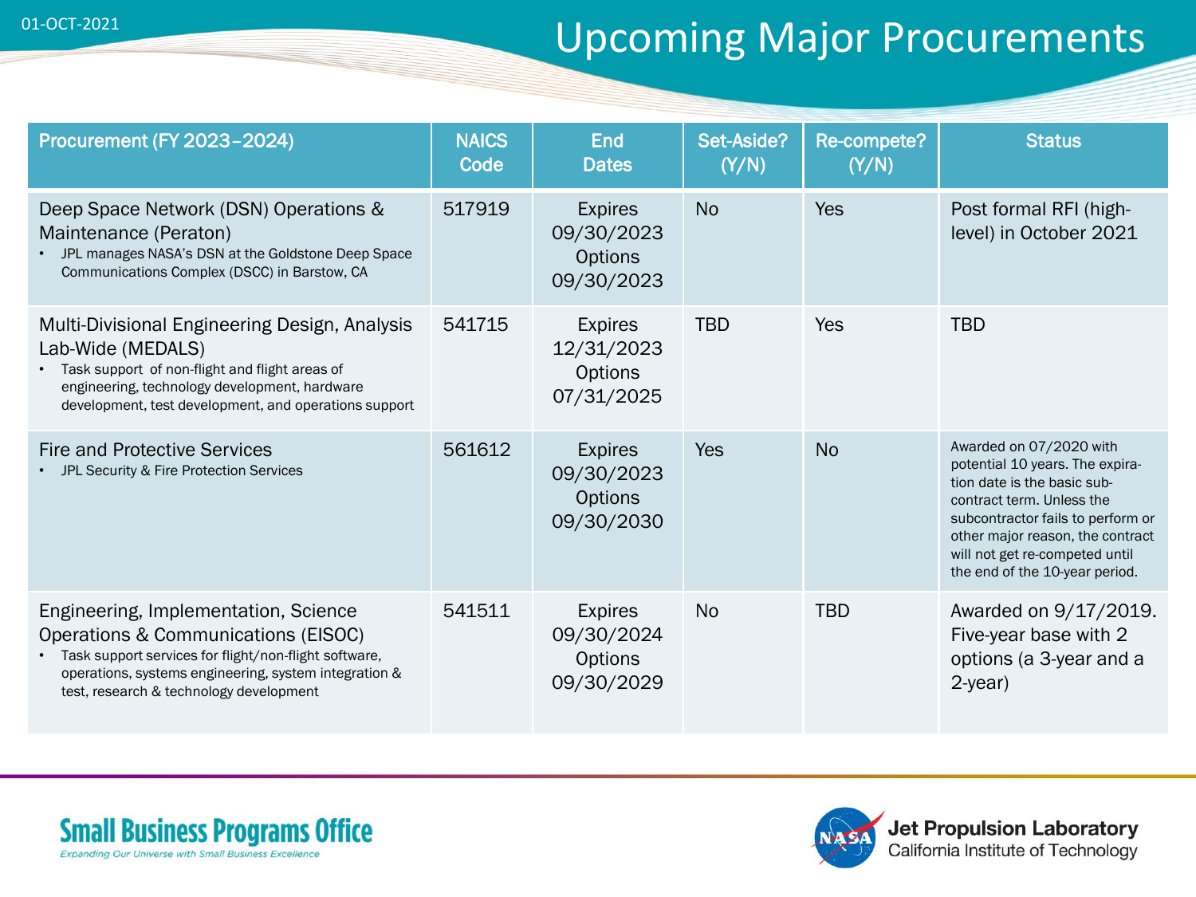01-OCT-2021

# Upcoming Major Procurements

| Procurement (FY 2023–2024) | NAICS Code | End Dates | Set-Aside? (Y/N) | Re-compete? (Y/N) | Status |
|---|---|---|---|---|---|
| Deep Space Network (DSN) Operations & Maintenance (Peraton)<br>• JPL manages NASA's DSN at the Goldstone Deep Space Communications Complex (DSCC) in Barstow, CA | 517919 | Expires 09/30/2023 Options 09/30/2023 | No | Yes | Post formal RFI (high-level) in October 2021 |
| Multi-Divisional Engineering Design, Analysis Lab-Wide (MEDALS)<br>• Task support of non-flight and flight areas of engineering, technology development, hardware development, test development, and operations support | 541715 | Expires 12/31/2023 Options 07/31/2025 | TBD | Yes | TBD |
| Fire and Protective Services<br>• JPL Security & Fire Protection Services | 561612 | Expires 09/30/2023 Options 09/30/2030 | Yes | No | Awarded on 07/2020 with potential 10 years. The expiration date is the basic subcontract term. Unless the subcontractor fails to perform or other major reason, the contract will not get re-competed until the end of the 10-year period. |
| Engineering, Implementation, Science Operations & Communications (EISOC)<br>• Task support services for flight/non-flight software, operations, systems engineering, system integration & test, research & technology development | 541511 | Expires 09/30/2024 Options 09/30/2029 | No | TBD | Awarded on 9/17/2019. Five-year base with 2 options (a 3-year and a 2-year) |

**Small Business Programs Office**
*Expanding Our Universe with Small Business Excellence*

**Jet Propulsion Laboratory**
California Institute of Technology